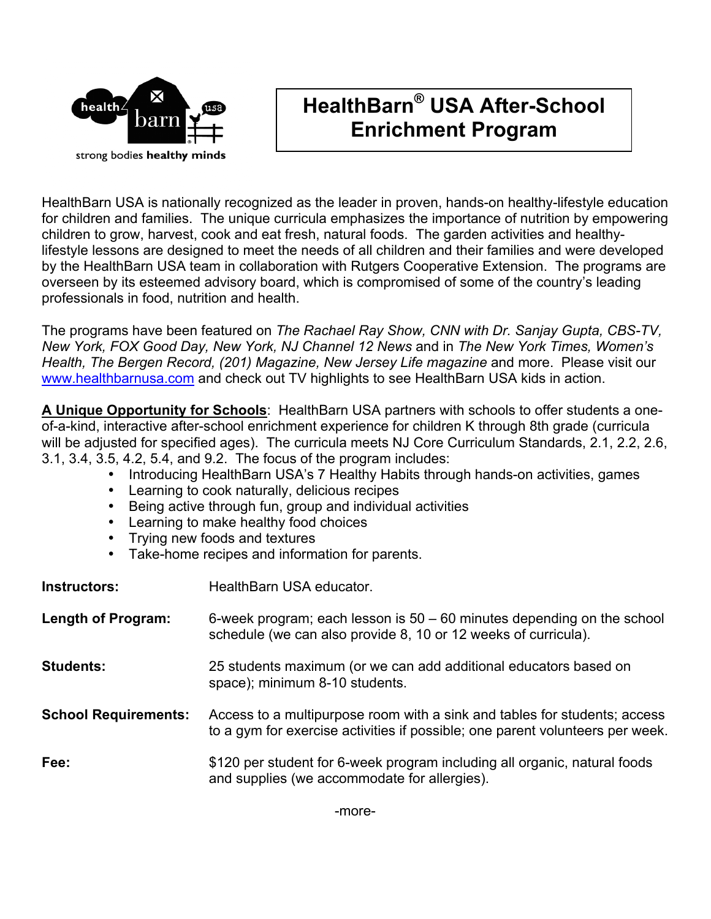health barn usa

strong bodies **healthy minds**

# HealthBarn® USA After-School Enrichment Program

HealthBarn USA is nationally recognized as the leader in proven, hands-on healthy-lifestyle education for children and families. The unique curricula emphasizes the importance of nutrition by empowering children to grow, harvest, cook and eat fresh, natural foods. The garden activities and healthy-lifestyle lessons are designed to meet the needs of all children and their families and were developed by the HealthBarn USA team in collaboration with Rutgers Cooperative Extension. The programs are overseen by its esteemed advisory board, which is compromised of some of the country's leading professionals in food, nutrition and health.

The programs have been featured on *The Rachael Ray Show, CNN with Dr. Sanjay Gupta, CBS-TV, New York, FOX Good Day, New York, NJ Channel 12 News* and in *The New York Times, Women's Health, The Bergen Record, (201) Magazine, New Jersey Life magazine* and more. Please visit our [www.healthbarnusa.com](http://www.healthbarnusa.com) and check out TV highlights to see HealthBarn USA kids in action.

**A Unique Opportunity for Schools**: HealthBarn USA partners with schools to offer students a one-of-a-kind, interactive after-school enrichment experience for children K through 8th grade (curricula will be adjusted for specified ages). The curricula meets NJ Core Curriculum Standards, 2.1, 2.2, 2.6, 3.1, 3.4, 3.5, 4.2, 5.4, and 9.2. The focus of the program includes:

- Introducing HealthBarn USA's 7 Healthy Habits through hands-on activities, games
- Learning to cook naturally, delicious recipes
- Being active through fun, group and individual activities
- Learning to make healthy food choices
- Trying new foods and textures
- Take-home recipes and information for parents.

**Instructors:** HealthBarn USA educator.

**Length of Program:** 6-week program; each lesson is 50 – 60 minutes depending on the school schedule (we can also provide 8, 10 or 12 weeks of curricula).

**Students:** 25 students maximum (or we can add additional educators based on space); minimum 8-10 students.

**School Requirements:** Access to a multipurpose room with a sink and tables for students; access to a gym for exercise activities if possible; one parent volunteers per week.

**Fee:** $120 per student for 6-week program including all organic, natural foods and supplies (we accommodate for allergies).

-more-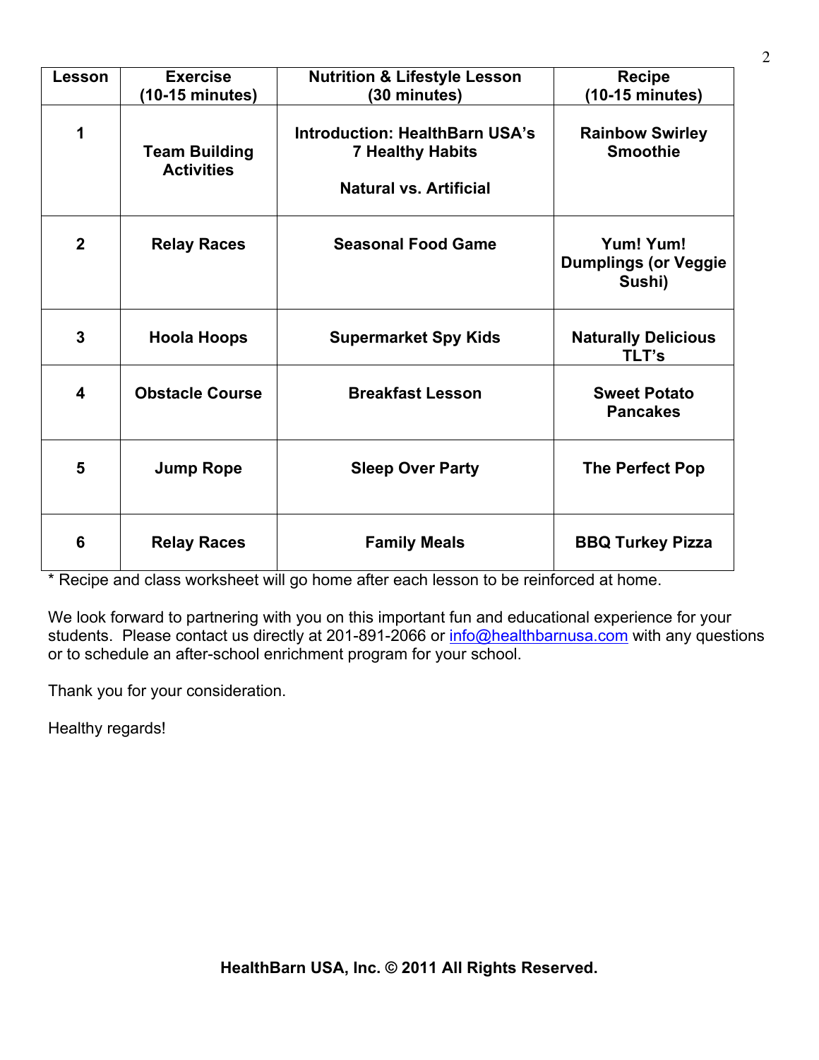| Lesson | Exercise (10-15 minutes) | Nutrition & Lifestyle Lesson (30 minutes) | Recipe (10-15 minutes) |
|---|---|---|---|
| **1** | **Team Building Activities** | **Introduction: HealthBarn USA's 7 Healthy Habits**<br><br>**Natural vs. Artificial** | **Rainbow Swirley Smoothie** |
| **2** | **Relay Races** | **Seasonal Food Game** | **Yum! Yum! Dumplings (or Veggie Sushi)** |
| **3** | **Hoola Hoops** | **Supermarket Spy Kids** | **Naturally Delicious TLT's** |
| **4** | **Obstacle Course** | **Breakfast Lesson** | **Sweet Potato Pancakes** |
| **5** | **Jump Rope** | **Sleep Over Party** | **The Perfect Pop** |
| **6** | **Relay Races** | **Family Meals** | **BBQ Turkey Pizza** |

* Recipe and class worksheet will go home after each lesson to be reinforced at home.

We look forward to partnering with you on this important fun and educational experience for your students. Please contact us directly at 201-891-2066 or info@healthbarnusa.com with any questions or to schedule an after-school enrichment program for your school.

Thank you for your consideration.

Healthy regards!

**HealthBarn USA, Inc. © 2011 All Rights Reserved.**